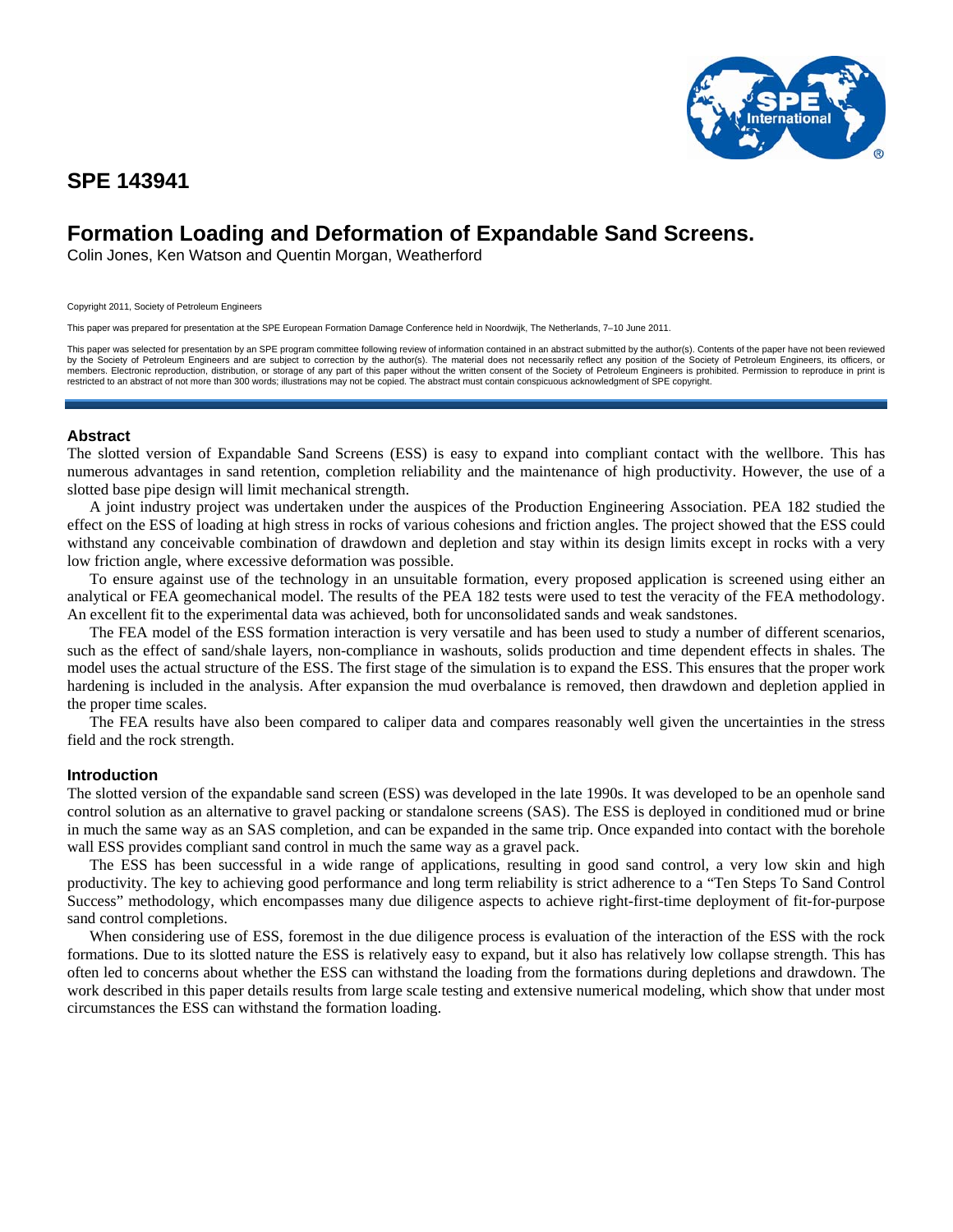# SPE 143941

## Formation Loading and Deformation of Expandable Sand Screens.

Colin Jones, Ken Watson and Quentin Morgan, Weatherford

Copyright 2011, Society of Petroleum Engineers

This paper was prepared for presentation at the SPE European Formation Damage Conference held in Noordwijk, The Netherlands, 7–10 June 2011.

This paper was selected for presentation by an SPE program committee following review of information contained in an abstract submitted by the author(s). Contents of the paper have not been reviewed by the Society of Petroleum Engineers and are subject to correction by the author(s). The material does not necessarily reflect any position of the Society of Petroleum Engineers, its officers, or members. Electronic reproduction, distribution, or storage of any part of this paper without the written consent of the Society of Petroleum Engineers is prohibited. Permission to reproduce in print is restricted to an abstract of not more than 300 words; illustrations may not be copied. The abstract must contain conspicuous acknowledgment of SPE copyright.

### Abstract

The slotted version of Expandable Sand Screens (ESS) is easy to expand into compliant contact with the wellbore. This has numerous advantages in sand retention, completion reliability and the maintenance of high productivity. However, the use of a slotted base pipe design will limit mechanical strength.

A joint industry project was undertaken under the auspices of the Production Engineering Association. PEA 182 studied the effect on the ESS of loading at high stress in rocks of various cohesions and friction angles. The project showed that the ESS could withstand any conceivable combination of drawdown and depletion and stay within its design limits except in rocks with a very low friction angle, where excessive deformation was possible.

To ensure against use of the technology in an unsuitable formation, every proposed application is screened using either an analytical or FEA geomechanical model. The results of the PEA 182 tests were used to test the veracity of the FEA methodology. An excellent fit to the experimental data was achieved, both for unconsolidated sands and weak sandstones.

The FEA model of the ESS formation interaction is very versatile and has been used to study a number of different scenarios, such as the effect of sand/shale layers, non-compliance in washouts, solids production and time dependent effects in shales. The model uses the actual structure of the ESS. The first stage of the simulation is to expand the ESS. This ensures that the proper work hardening is included in the analysis. After expansion the mud overbalance is removed, then drawdown and depletion applied in the proper time scales.

The FEA results have also been compared to caliper data and compares reasonably well given the uncertainties in the stress field and the rock strength.

### Introduction

The slotted version of the expandable sand screen (ESS) was developed in the late 1990s. It was developed to be an openhole sand control solution as an alternative to gravel packing or standalone screens (SAS). The ESS is deployed in conditioned mud or brine in much the same way as an SAS completion, and can be expanded in the same trip. Once expanded into contact with the borehole wall ESS provides compliant sand control in much the same way as a gravel pack.

The ESS has been successful in a wide range of applications, resulting in good sand control, a very low skin and high productivity. The key to achieving good performance and long term reliability is strict adherence to a "Ten Steps To Sand Control Success" methodology, which encompasses many due diligence aspects to achieve right-first-time deployment of fit-for-purpose sand control completions.

When considering use of ESS, foremost in the due diligence process is evaluation of the interaction of the ESS with the rock formations. Due to its slotted nature the ESS is relatively easy to expand, but it also has relatively low collapse strength. This has often led to concerns about whether the ESS can withstand the loading from the formations during depletions and drawdown. The work described in this paper details results from large scale testing and extensive numerical modeling, which show that under most circumstances the ESS can withstand the formation loading.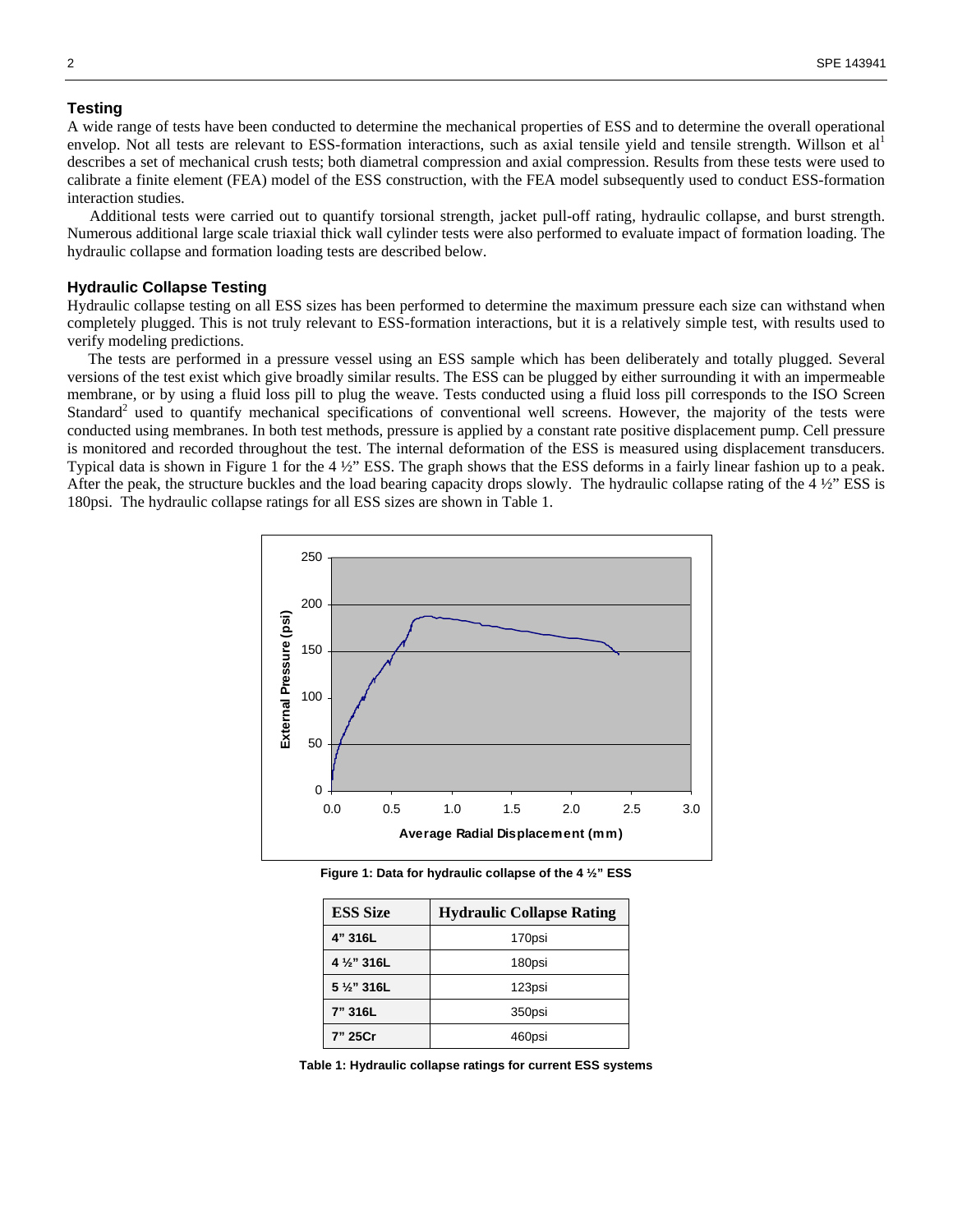## Testing

A wide range of tests have been conducted to determine the mechanical properties of ESS and to determine the overall operational envelop. Not all tests are relevant to ESS-formation interactions, such as axial tensile yield and tensile strength. Willson et al[1] describes a set of mechanical crush tests; both diametral compression and axial compression. Results from these tests were used to calibrate a finite element (FEA) model of the ESS construction, with the FEA model subsequently used to conduct ESS-formation interaction studies.

Additional tests were carried out to quantify torsional strength, jacket pull-off rating, hydraulic collapse, and burst strength. Numerous additional large scale triaxial thick wall cylinder tests were also performed to evaluate impact of formation loading. The hydraulic collapse and formation loading tests are described below.

## Hydraulic Collapse Testing

Hydraulic collapse testing on all ESS sizes has been performed to determine the maximum pressure each size can withstand when completely plugged. This is not truly relevant to ESS-formation interactions, but it is a relatively simple test, with results used to verify modeling predictions.

The tests are performed in a pressure vessel using an ESS sample which has been deliberately and totally plugged. Several versions of the test exist which give broadly similar results. The ESS can be plugged by either surrounding it with an impermeable membrane, or by using a fluid loss pill to plug the weave. Tests conducted using a fluid loss pill corresponds to the ISO Screen Standard[2] used to quantify mechanical specifications of conventional well screens. However, the majority of the tests were conducted using membranes. In both test methods, pressure is applied by a constant rate positive displacement pump. Cell pressure is monitored and recorded throughout the test. The internal deformation of the ESS is measured using displacement transducers. Typical data is shown in Figure 1 for the 4 ½" ESS. The graph shows that the ESS deforms in a fairly linear fashion up to a peak. After the peak, the structure buckles and the load bearing capacity drops slowly. The hydraulic collapse rating of the 4 ½" ESS is 180psi. The hydraulic collapse ratings for all ESS sizes are shown in Table 1.

**Figure 1: Data for hydraulic collapse of the 4 ½" ESS**

| ESS Size | Hydraulic Collapse Rating |
|---|---|
| 4" 316L | 170psi |
| 4 ½" 316L | 180psi |
| 5 ½" 316L | 123psi |
| 7" 316L | 350psi |
| 7" 25Cr | 460psi |

**Table 1: Hydraulic collapse ratings for current ESS systems**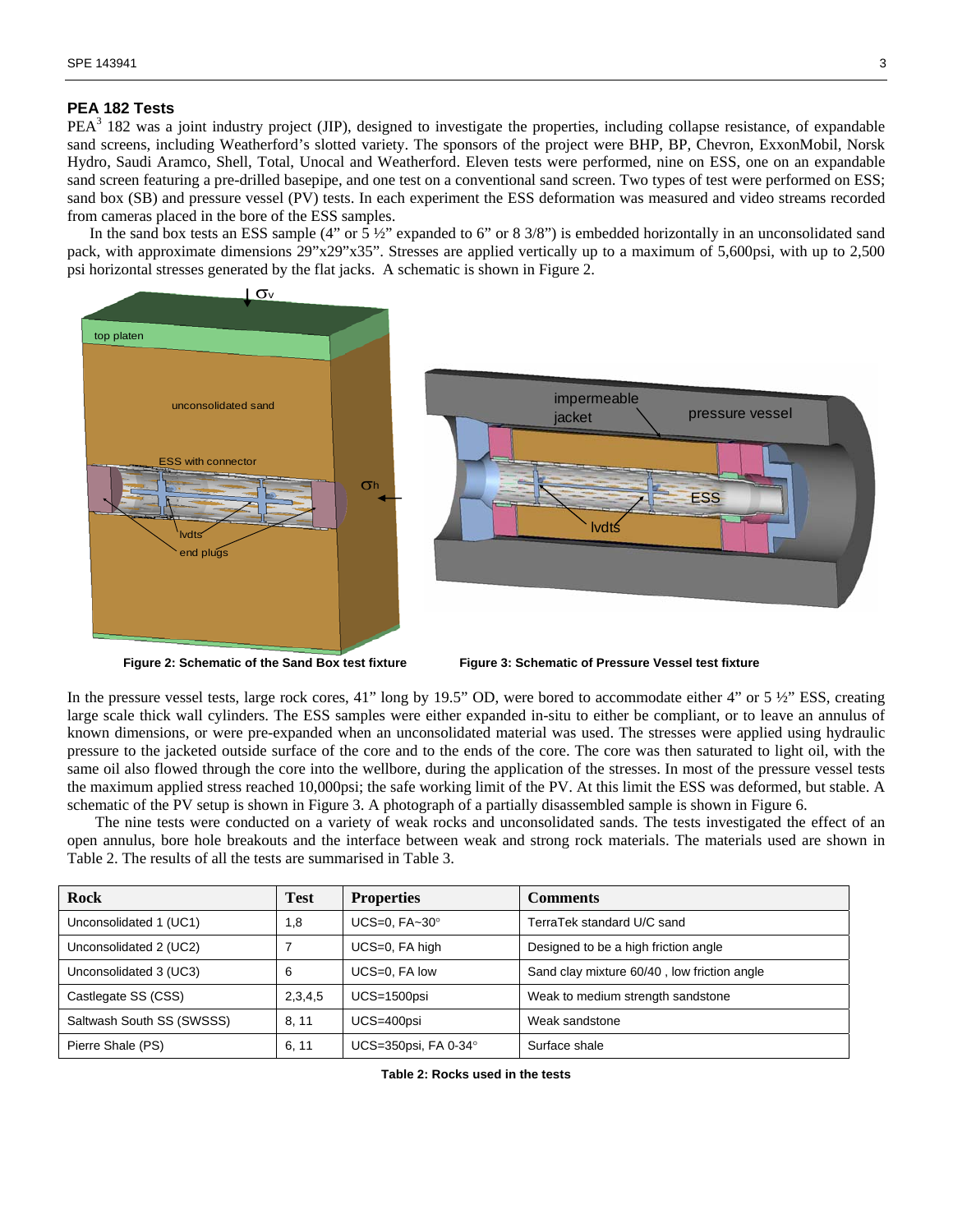## PEA 182 Tests

PEA[3] 182 was a joint industry project (JIP), designed to investigate the properties, including collapse resistance, of expandable sand screens, including Weatherford's slotted variety. The sponsors of the project were BHP, BP, Chevron, ExxonMobil, Norsk Hydro, Saudi Aramco, Shell, Total, Unocal and Weatherford. Eleven tests were performed, nine on ESS, one on an expandable sand screen featuring a pre-drilled basepipe, and one test on a conventional sand screen. Two types of test were performed on ESS; sand box (SB) and pressure vessel (PV) tests. In each experiment the ESS deformation was measured and video streams recorded from cameras placed in the bore of the ESS samples.

In the sand box tests an ESS sample (4" or 5 ½" expanded to 6" or 8 3/8") is embedded horizontally in an unconsolidated sand pack, with approximate dimensions 29"x29"x35". Stresses are applied vertically up to a maximum of 5,600psi, with up to 2,500 psi horizontal stresses generated by the flat jacks. A schematic is shown in Figure 2.

**Figure 2: Schematic of the Sand Box test fixture**

**Figure 3: Schematic of Pressure Vessel test fixture**

In the pressure vessel tests, large rock cores, 41" long by 19.5" OD, were bored to accommodate either 4" or 5 ½" ESS, creating large scale thick wall cylinders. The ESS samples were either expanded in-situ to either be compliant, or to leave an annulus of known dimensions, or were pre-expanded when an unconsolidated material was used. The stresses were applied using hydraulic pressure to the jacketed outside surface of the core and to the ends of the core. The core was then saturated to light oil, with the same oil also flowed through the core into the wellbore, during the application of the stresses. In most of the pressure vessel tests the maximum applied stress reached 10,000psi; the safe working limit of the PV. At this limit the ESS was deformed, but stable. A schematic of the PV setup is shown in Figure 3. A photograph of a partially disassembled sample is shown in Figure 6.

The nine tests were conducted on a variety of weak rocks and unconsolidated sands. The tests investigated the effect of an open annulus, bore hole breakouts and the interface between weak and strong rock materials. The materials used are shown in Table 2. The results of all the tests are summarised in Table 3.

| Rock | Test | Properties | Comments |
|---|---|---|---|
| Unconsolidated 1 (UC1) | 1,8 | UCS=0, FA~30° | TerraTek standard U/C sand |
| Unconsolidated 2 (UC2) | 7 | UCS=0, FA high | Designed to be a high friction angle |
| Unconsolidated 3 (UC3) | 6 | UCS=0, FA low | Sand clay mixture 60/40 , low friction angle |
| Castlegate SS (CSS) | 2,3,4,5 | UCS=1500psi | Weak to medium strength sandstone |
| Saltwash South SS (SWSSS) | 8, 11 | UCS=400psi | Weak sandstone |
| Pierre Shale (PS) | 6, 11 | UCS=350psi, FA 0-34° | Surface shale |

**Table 2: Rocks used in the tests**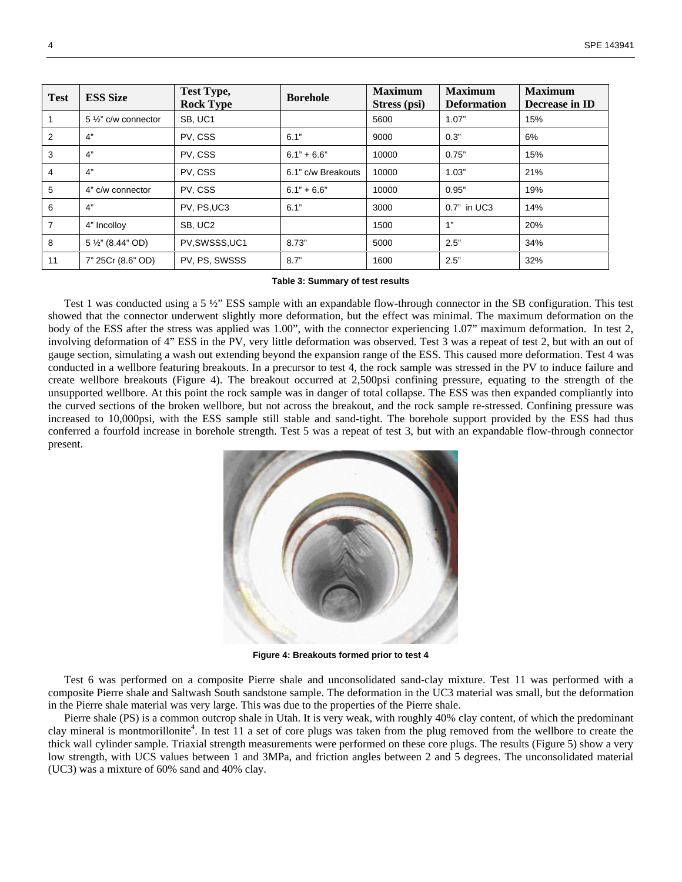| Test | ESS Size | Test Type, Rock Type | Borehole | Maximum Stress (psi) | Maximum Deformation | Maximum Decrease in ID |
|---|---|---|---|---|---|---|
| 1 | 5 ½" c/w connector | SB, UC1 | | 5600 | 1.07" | 15% |
| 2 | 4" | PV, CSS | 6.1" | 9000 | 0.3" | 6% |
| 3 | 4" | PV, CSS | 6.1" + 6.6" | 10000 | 0.75" | 15% |
| 4 | 4" | PV, CSS | 6.1" c/w Breakouts | 10000 | 1.03" | 21% |
| 5 | 4" c/w connector | PV, CSS | 6.1" + 6.6" | 10000 | 0.95" | 19% |
| 6 | 4" | PV, PS,UC3 | 6.1" | 3000 | 0.7" in UC3 | 14% |
| 7 | 4" Incolloy | SB, UC2 | | 1500 | 1" | 20% |
| 8 | 5 ½" (8.44" OD) | PV,SWSSS,UC1 | 8.73" | 5000 | 2.5" | 34% |
| 11 | 7" 25Cr (8.6" OD) | PV, PS, SWSSS | 8.7" | 1600 | 2.5" | 32% |

**Table 3: Summary of test results**

Test 1 was conducted using a 5 ½" ESS sample with an expandable flow-through connector in the SB configuration. This test showed that the connector underwent slightly more deformation, but the effect was minimal. The maximum deformation on the body of the ESS after the stress was applied was 1.00", with the connector experiencing 1.07" maximum deformation. In test 2, involving deformation of 4" ESS in the PV, very little deformation was observed. Test 3 was a repeat of test 2, but with an out of gauge section, simulating a wash out extending beyond the expansion range of the ESS. This caused more deformation. Test 4 was conducted in a wellbore featuring breakouts. In a precursor to test 4, the rock sample was stressed in the PV to induce failure and create wellbore breakouts (Figure 4). The breakout occurred at 2,500psi confining pressure, equating to the strength of the unsupported wellbore. At this point the rock sample was in danger of total collapse. The ESS was then expanded compliantly into the curved sections of the broken wellbore, but not across the breakout, and the rock sample re-stressed. Confining pressure was increased to 10,000psi, with the ESS sample still stable and sand-tight. The borehole support provided by the ESS had thus conferred a fourfold increase in borehole strength. Test 5 was a repeat of test 3, but with an expandable flow-through connector present.

**Figure 4: Breakouts formed prior to test 4**

Test 6 was performed on a composite Pierre shale and unconsolidated sand-clay mixture. Test 11 was performed with a composite Pierre shale and Saltwash South sandstone sample. The deformation in the UC3 material was small, but the deformation in the Pierre shale material was very large. This was due to the properties of the Pierre shale.

Pierre shale (PS) is a common outcrop shale in Utah. It is very weak, with roughly 40% clay content, of which the predominant clay mineral is montmorillonite[4]. In test 11 a set of core plugs was taken from the plug removed from the wellbore to create the thick wall cylinder sample. Triaxial strength measurements were performed on these core plugs. The results (Figure 5) show a very low strength, with UCS values between 1 and 3MPa, and friction angles between 2 and 5 degrees. The unconsolidated material (UC3) was a mixture of 60% sand and 40% clay.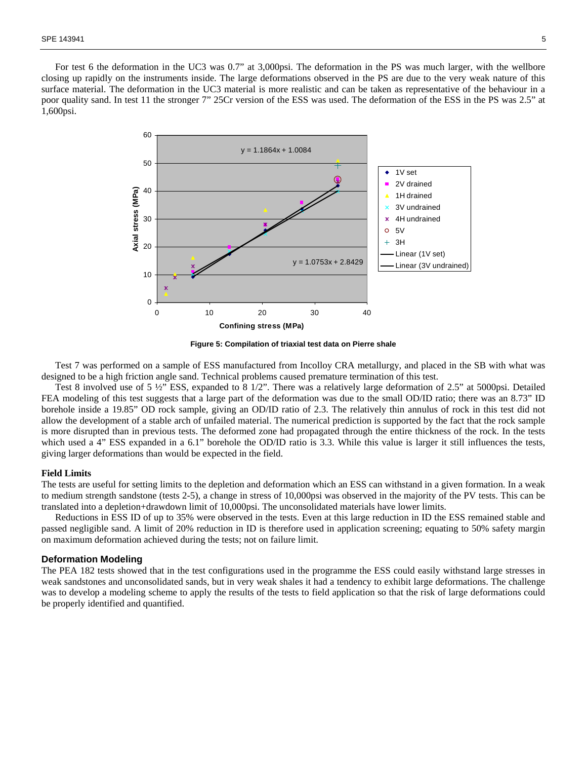For test 6 the deformation in the UC3 was 0.7" at 3,000psi. The deformation in the PS was much larger, with the wellbore closing up rapidly on the instruments inside. The large deformations observed in the PS are due to the very weak nature of this surface material. The deformation in the UC3 material is more realistic and can be taken as representative of the behaviour in a poor quality sand. In test 11 the stronger 7" 25Cr version of the ESS was used. The deformation of the ESS in the PS was 2.5" at 1,600psi.

**Figure 5: Compilation of triaxial test data on Pierre shale**

Test 7 was performed on a sample of ESS manufactured from Incolloy CRA metallurgy, and placed in the SB with what was designed to be a high friction angle sand. Technical problems caused premature termination of this test.

Test 8 involved use of 5 ½" ESS, expanded to 8 1/2". There was a relatively large deformation of 2.5" at 5000psi. Detailed FEA modeling of this test suggests that a large part of the deformation was due to the small OD/ID ratio; there was an 8.73" ID borehole inside a 19.85" OD rock sample, giving an OD/ID ratio of 2.3. The relatively thin annulus of rock in this test did not allow the development of a stable arch of unfailed material. The numerical prediction is supported by the fact that the rock sample is more disrupted than in previous tests. The deformed zone had propagated through the entire thickness of the rock. In the tests which used a 4" ESS expanded in a 6.1" borehole the OD/ID ratio is 3.3. While this value is larger it still influences the tests, giving larger deformations than would be expected in the field.

### Field Limits

The tests are useful for setting limits to the depletion and deformation which an ESS can withstand in a given formation. In a weak to medium strength sandstone (tests 2-5), a change in stress of 10,000psi was observed in the majority of the PV tests. This can be translated into a depletion+drawdown limit of 10,000psi. The unconsolidated materials have lower limits.

Reductions in ESS ID of up to 35% were observed in the tests. Even at this large reduction in ID the ESS remained stable and passed negligible sand. A limit of 20% reduction in ID is therefore used in application screening; equating to 50% safety margin on maximum deformation achieved during the tests; not on failure limit.

### Deformation Modeling

The PEA 182 tests showed that in the test configurations used in the programme the ESS could easily withstand large stresses in weak sandstones and unconsolidated sands, but in very weak shales it had a tendency to exhibit large deformations. The challenge was to develop a modeling scheme to apply the results of the tests to field application so that the risk of large deformations could be properly identified and quantified.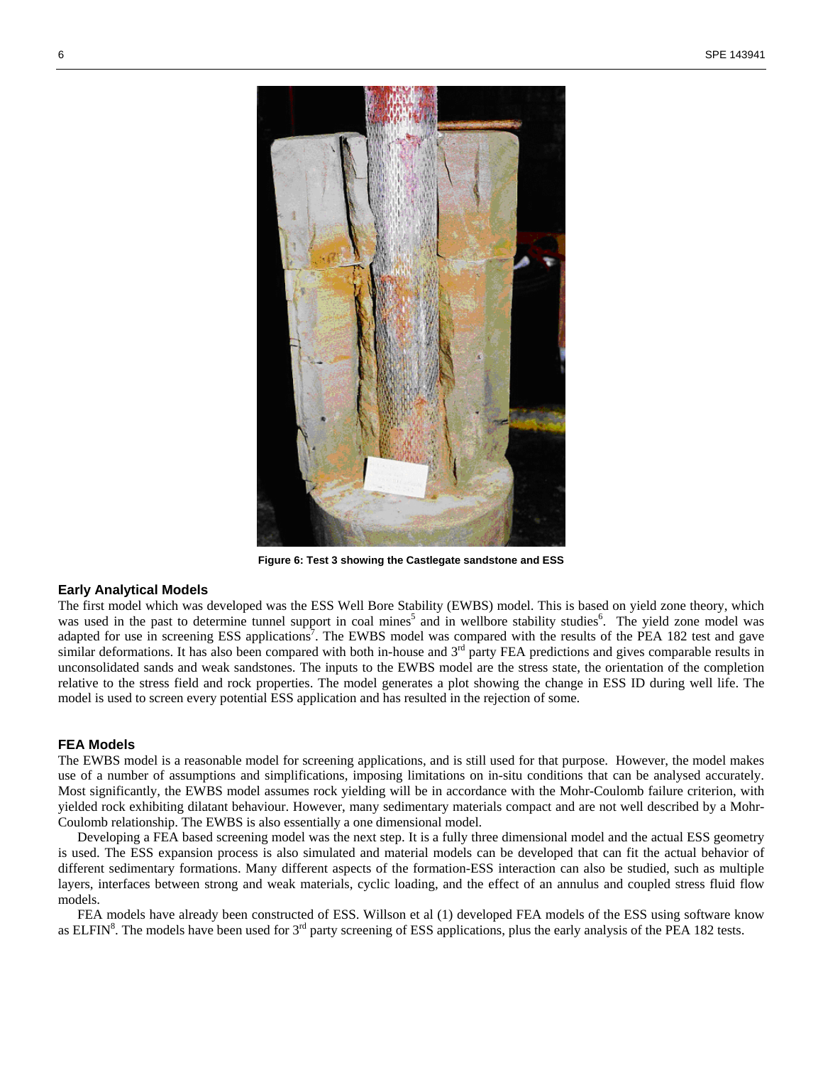Figure 6: Test 3 showing the Castlegate sandstone and ESS

## Early Analytical Models

The first model which was developed was the ESS Well Bore Stability (EWBS) model. This is based on yield zone theory, which was used in the past to determine tunnel support in coal mines[5] and in wellbore stability studies[6]. The yield zone model was adapted for use in screening ESS applications[7]. The EWBS model was compared with the results of the PEA 182 test and gave similar deformations. It has also been compared with both in-house and 3rd party FEA predictions and gives comparable results in unconsolidated sands and weak sandstones. The inputs to the EWBS model are the stress state, the orientation of the completion relative to the stress field and rock properties. The model generates a plot showing the change in ESS ID during well life. The model is used to screen every potential ESS application and has resulted in the rejection of some.

## FEA Models

The EWBS model is a reasonable model for screening applications, and is still used for that purpose. However, the model makes use of a number of assumptions and simplifications, imposing limitations on in-situ conditions that can be analysed accurately. Most significantly, the EWBS model assumes rock yielding will be in accordance with the Mohr-Coulomb failure criterion, with yielded rock exhibiting dilatant behaviour. However, many sedimentary materials compact and are not well described by a Mohr-Coulomb relationship. The EWBS is also essentially a one dimensional model.

Developing a FEA based screening model was the next step. It is a fully three dimensional model and the actual ESS geometry is used. The ESS expansion process is also simulated and material models can be developed that can fit the actual behavior of different sedimentary formations. Many different aspects of the formation-ESS interaction can also be studied, such as multiple layers, interfaces between strong and weak materials, cyclic loading, and the effect of an annulus and coupled stress fluid flow models.

FEA models have already been constructed of ESS. Willson et al (1) developed FEA models of the ESS using software know as ELFIN[8]. The models have been used for 3rd party screening of ESS applications, plus the early analysis of the PEA 182 tests.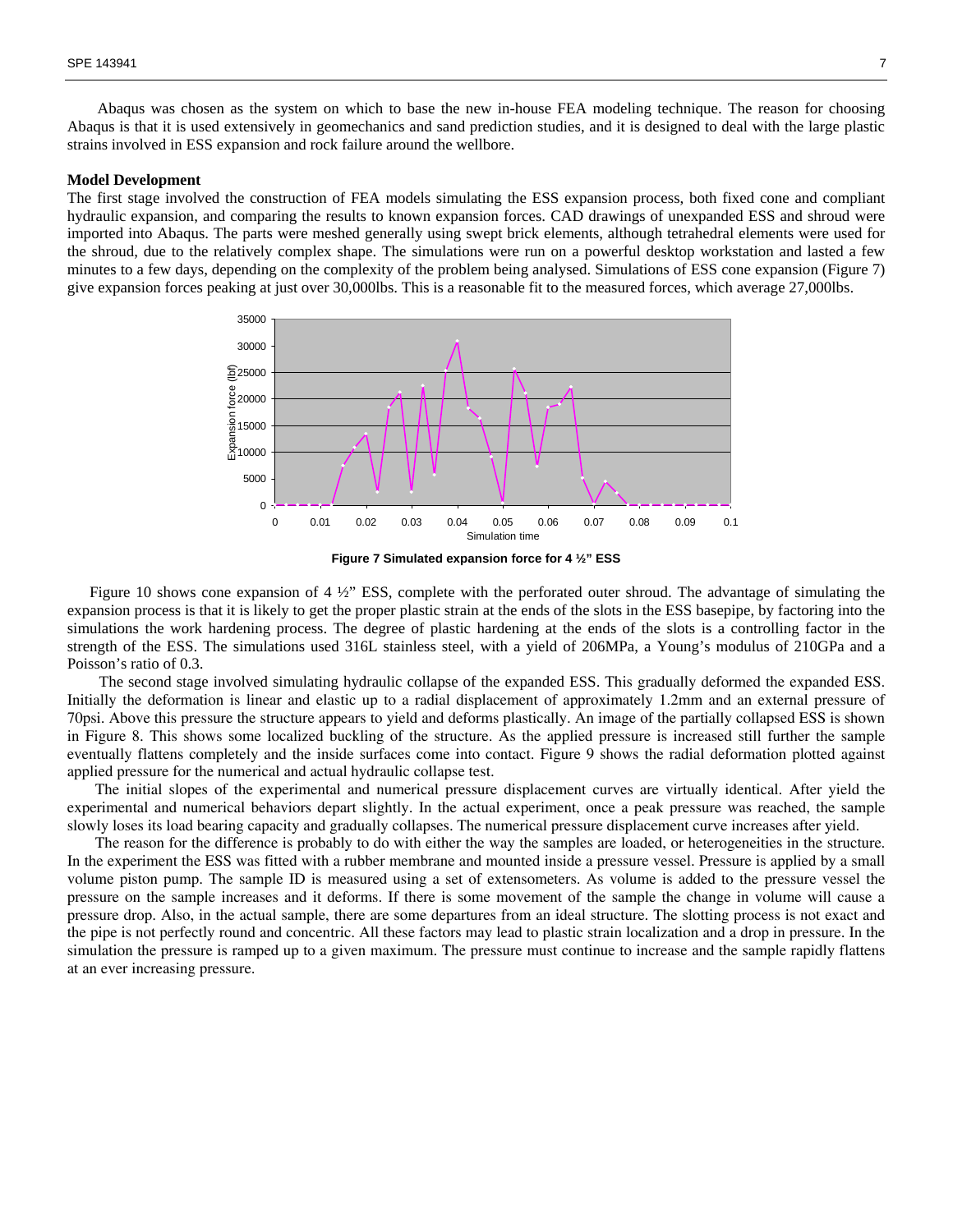Abaqus was chosen as the system on which to base the new in-house FEA modeling technique. The reason for choosing Abaqus is that it is used extensively in geomechanics and sand prediction studies, and it is designed to deal with the large plastic strains involved in ESS expansion and rock failure around the wellbore.

**Model Development**

The first stage involved the construction of FEA models simulating the ESS expansion process, both fixed cone and compliant hydraulic expansion, and comparing the results to known expansion forces. CAD drawings of unexpanded ESS and shroud were imported into Abaqus. The parts were meshed generally using swept brick elements, although tetrahedral elements were used for the shroud, due to the relatively complex shape. The simulations were run on a powerful desktop workstation and lasted a few minutes to a few days, depending on the complexity of the problem being analysed. Simulations of ESS cone expansion (Figure 7) give expansion forces peaking at just over 30,000lbs. This is a reasonable fit to the measured forces, which average 27,000lbs.

**Figure 7 Simulated expansion force for 4 ½" ESS**

Figure 10 shows cone expansion of 4 ½" ESS, complete with the perforated outer shroud. The advantage of simulating the expansion process is that it is likely to get the proper plastic strain at the ends of the slots in the ESS basepipe, by factoring into the simulations the work hardening process. The degree of plastic hardening at the ends of the slots is a controlling factor in the strength of the ESS. The simulations used 316L stainless steel, with a yield of 206MPa, a Young's modulus of 210GPa and a Poisson's ratio of 0.3.

The second stage involved simulating hydraulic collapse of the expanded ESS. This gradually deformed the expanded ESS. Initially the deformation is linear and elastic up to a radial displacement of approximately 1.2mm and an external pressure of 70psi. Above this pressure the structure appears to yield and deforms plastically. An image of the partially collapsed ESS is shown in Figure 8. This shows some localized buckling of the structure. As the applied pressure is increased still further the sample eventually flattens completely and the inside surfaces come into contact. Figure 9 shows the radial deformation plotted against applied pressure for the numerical and actual hydraulic collapse test.

The initial slopes of the experimental and numerical pressure displacement curves are virtually identical. After yield the experimental and numerical behaviors depart slightly. In the actual experiment, once a peak pressure was reached, the sample slowly loses its load bearing capacity and gradually collapses. The numerical pressure displacement curve increases after yield.

The reason for the difference is probably to do with either the way the samples are loaded, or heterogeneities in the structure. In the experiment the ESS was fitted with a rubber membrane and mounted inside a pressure vessel. Pressure is applied by a small volume piston pump. The sample ID is measured using a set of extensometers. As volume is added to the pressure vessel the pressure on the sample increases and it deforms. If there is some movement of the sample the change in volume will cause a pressure drop. Also, in the actual sample, there are some departures from an ideal structure. The slotting process is not exact and the pipe is not perfectly round and concentric. All these factors may lead to plastic strain localization and a drop in pressure. In the simulation the pressure is ramped up to a given maximum. The pressure must continue to increase and the sample rapidly flattens at an ever increasing pressure.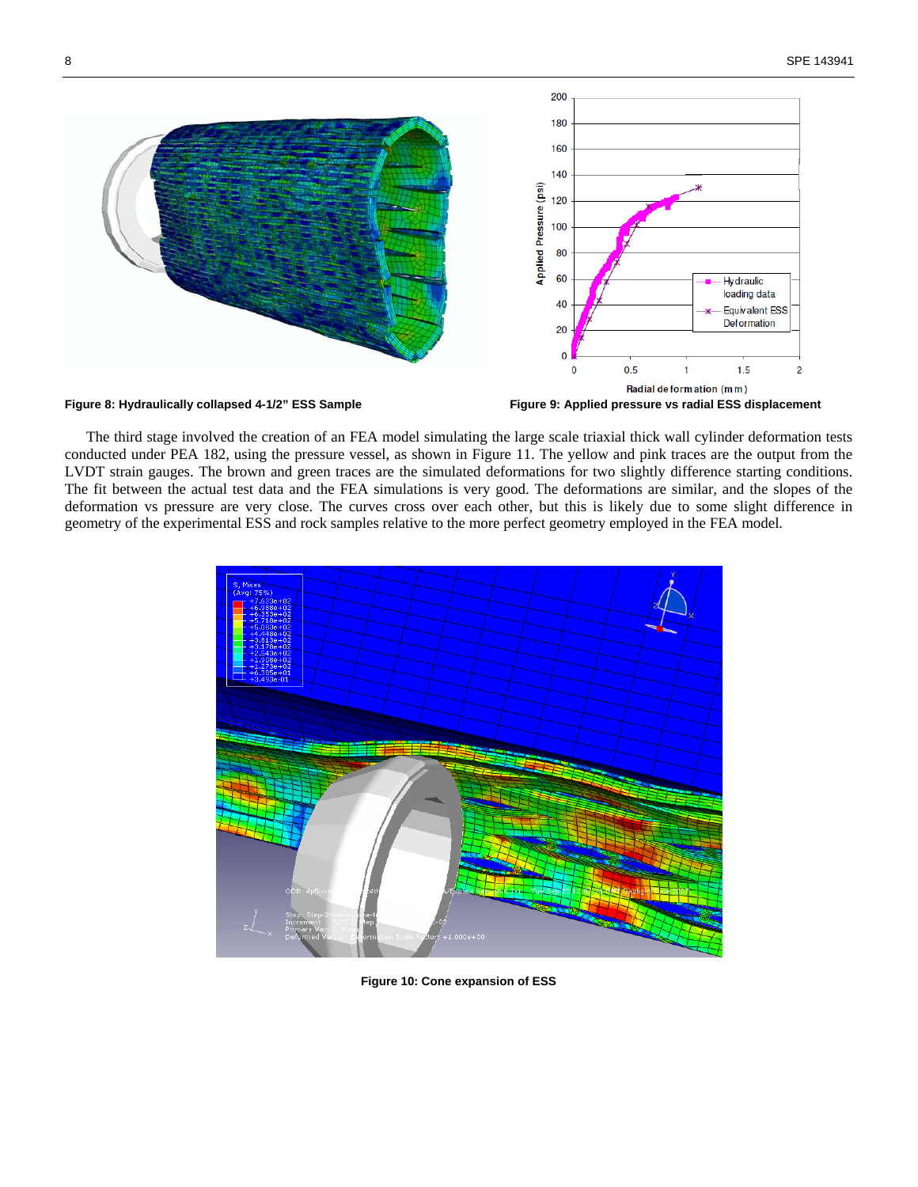Figure 8: Hydraulically collapsed 4-1/2" ESS Sample

Figure 9: Applied pressure vs radial ESS displacement

The third stage involved the creation of an FEA model simulating the large scale triaxial thick wall cylinder deformation tests conducted under PEA 182, using the pressure vessel, as shown in Figure 11. The yellow and pink traces are the output from the LVDT strain gauges. The brown and green traces are the simulated deformations for two slightly difference starting conditions. The fit between the actual test data and the FEA simulations is very good. The deformations are similar, and the slopes of the deformation vs pressure are very close. The curves cross over each other, but this is likely due to some slight difference in geometry of the experimental ESS and rock samples relative to the more perfect geometry employed in the FEA model.

Figure 10: Cone expansion of ESS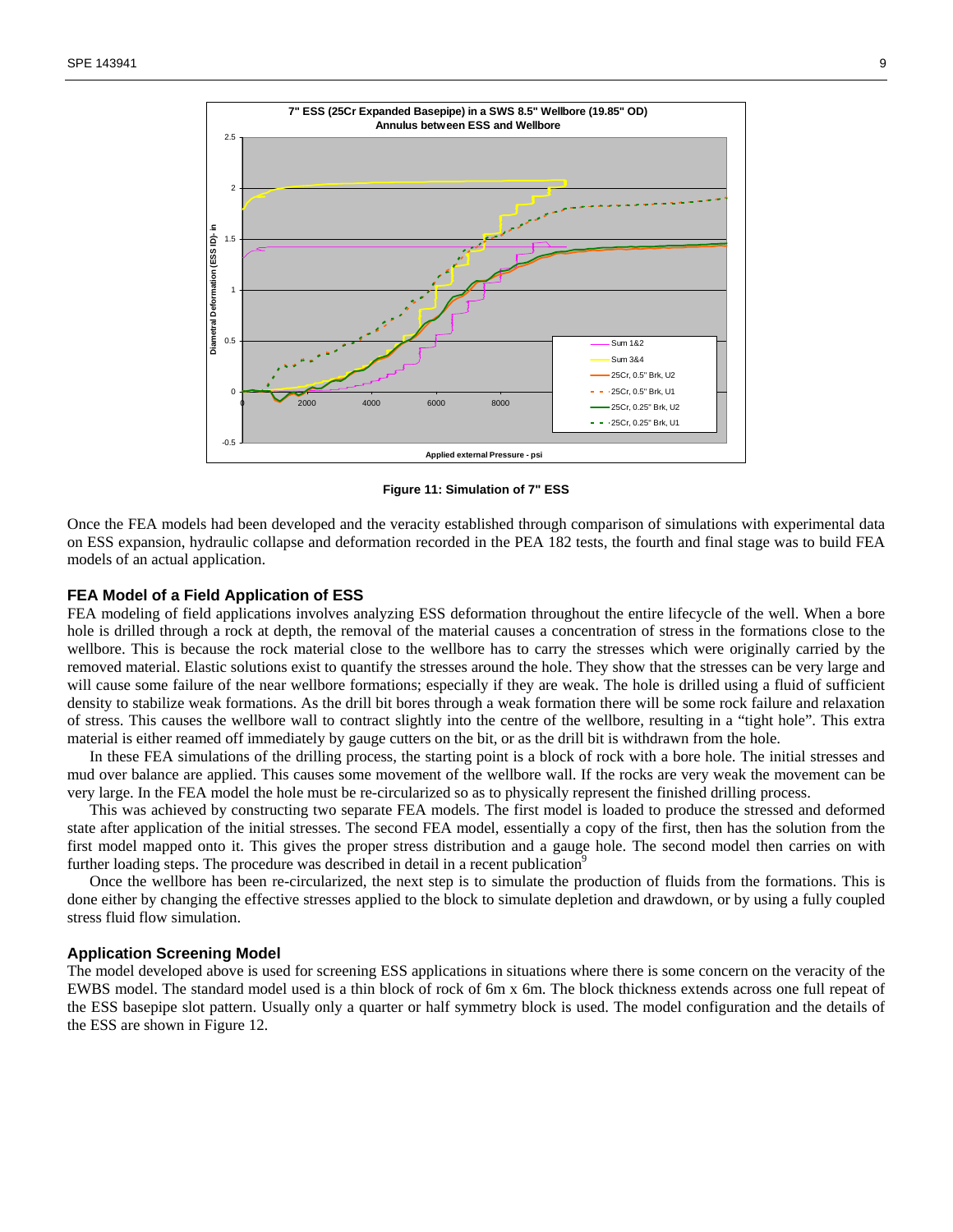Figure 11: Simulation of 7" ESS

Once the FEA models had been developed and the veracity established through comparison of simulations with experimental data on ESS expansion, hydraulic collapse and deformation recorded in the PEA 182 tests, the fourth and final stage was to build FEA models of an actual application.

### FEA Model of a Field Application of ESS

FEA modeling of field applications involves analyzing ESS deformation throughout the entire lifecycle of the well. When a bore hole is drilled through a rock at depth, the removal of the material causes a concentration of stress in the formations close to the wellbore. This is because the rock material close to the wellbore has to carry the stresses which were originally carried by the removed material. Elastic solutions exist to quantify the stresses around the hole. They show that the stresses can be very large and will cause some failure of the near wellbore formations; especially if they are weak. The hole is drilled using a fluid of sufficient density to stabilize weak formations. As the drill bit bores through a weak formation there will be some rock failure and relaxation of stress. This causes the wellbore wall to contract slightly into the centre of the wellbore, resulting in a "tight hole". This extra material is either reamed off immediately by gauge cutters on the bit, or as the drill bit is withdrawn from the hole.

In these FEA simulations of the drilling process, the starting point is a block of rock with a bore hole. The initial stresses and mud over balance are applied. This causes some movement of the wellbore wall. If the rocks are very weak the movement can be very large. In the FEA model the hole must be re-circularized so as to physically represent the finished drilling process.

This was achieved by constructing two separate FEA models. The first model is loaded to produce the stressed and deformed state after application of the initial stresses. The second FEA model, essentially a copy of the first, then has the solution from the first model mapped onto it. This gives the proper stress distribution and a gauge hole. The second model then carries on with further loading steps. The procedure was described in detail in a recent publication[9]

Once the wellbore has been re-circularized, the next step is to simulate the production of fluids from the formations. This is done either by changing the effective stresses applied to the block to simulate depletion and drawdown, or by using a fully coupled stress fluid flow simulation.

### Application Screening Model

The model developed above is used for screening ESS applications in situations where there is some concern on the veracity of the EWBS model. The standard model used is a thin block of rock of 6m x 6m. The block thickness extends across one full repeat of the ESS basepipe slot pattern. Usually only a quarter or half symmetry block is used. The model configuration and the details of the ESS are shown in Figure 12.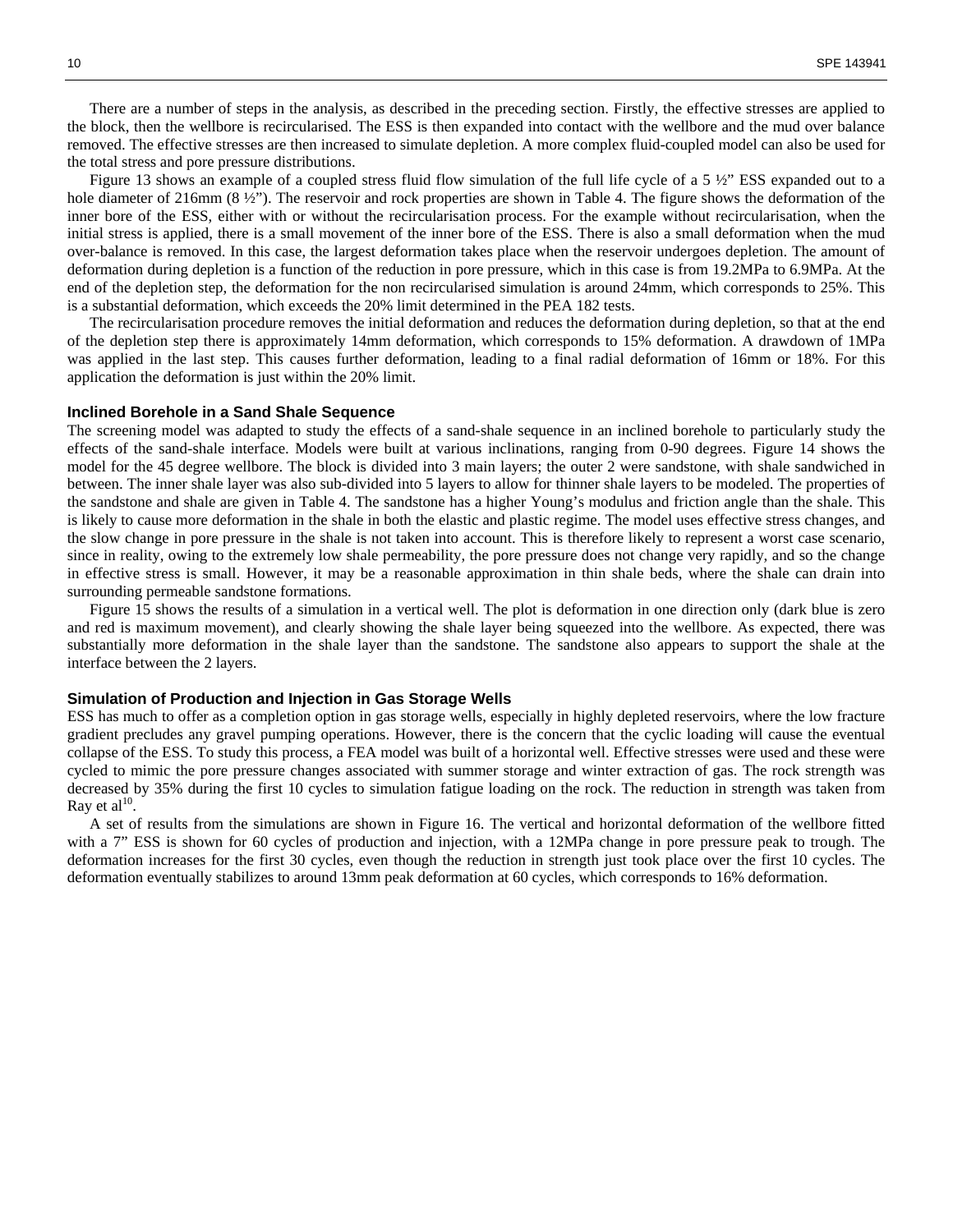There are a number of steps in the analysis, as described in the preceding section. Firstly, the effective stresses are applied to the block, then the wellbore is recircularised. The ESS is then expanded into contact with the wellbore and the mud over balance removed. The effective stresses are then increased to simulate depletion. A more complex fluid-coupled model can also be used for the total stress and pore pressure distributions.

Figure 13 shows an example of a coupled stress fluid flow simulation of the full life cycle of a 5 ½" ESS expanded out to a hole diameter of 216mm (8 ½"). The reservoir and rock properties are shown in Table 4. The figure shows the deformation of the inner bore of the ESS, either with or without the recircularisation process. For the example without recircularisation, when the initial stress is applied, there is a small movement of the inner bore of the ESS. There is also a small deformation when the mud over-balance is removed. In this case, the largest deformation takes place when the reservoir undergoes depletion. The amount of deformation during depletion is a function of the reduction in pore pressure, which in this case is from 19.2MPa to 6.9MPa. At the end of the depletion step, the deformation for the non recircularised simulation is around 24mm, which corresponds to 25%. This is a substantial deformation, which exceeds the 20% limit determined in the PEA 182 tests.

The recircularisation procedure removes the initial deformation and reduces the deformation during depletion, so that at the end of the depletion step there is approximately 14mm deformation, which corresponds to 15% deformation. A drawdown of 1MPa was applied in the last step. This causes further deformation, leading to a final radial deformation of 16mm or 18%. For this application the deformation is just within the 20% limit.

### Inclined Borehole in a Sand Shale Sequence

The screening model was adapted to study the effects of a sand-shale sequence in an inclined borehole to particularly study the effects of the sand-shale interface. Models were built at various inclinations, ranging from 0-90 degrees. Figure 14 shows the model for the 45 degree wellbore. The block is divided into 3 main layers; the outer 2 were sandstone, with shale sandwiched in between. The inner shale layer was also sub-divided into 5 layers to allow for thinner shale layers to be modeled. The properties of the sandstone and shale are given in Table 4. The sandstone has a higher Young's modulus and friction angle than the shale. This is likely to cause more deformation in the shale in both the elastic and plastic regime. The model uses effective stress changes, and the slow change in pore pressure in the shale is not taken into account. This is therefore likely to represent a worst case scenario, since in reality, owing to the extremely low shale permeability, the pore pressure does not change very rapidly, and so the change in effective stress is small. However, it may be a reasonable approximation in thin shale beds, where the shale can drain into surrounding permeable sandstone formations.

Figure 15 shows the results of a simulation in a vertical well. The plot is deformation in one direction only (dark blue is zero and red is maximum movement), and clearly showing the shale layer being squeezed into the wellbore. As expected, there was substantially more deformation in the shale layer than the sandstone. The sandstone also appears to support the shale at the interface between the 2 layers.

### Simulation of Production and Injection in Gas Storage Wells

ESS has much to offer as a completion option in gas storage wells, especially in highly depleted reservoirs, where the low fracture gradient precludes any gravel pumping operations. However, there is the concern that the cyclic loading will cause the eventual collapse of the ESS. To study this process, a FEA model was built of a horizontal well. Effective stresses were used and these were cycled to mimic the pore pressure changes associated with summer storage and winter extraction of gas. The rock strength was decreased by 35% during the first 10 cycles to simulation fatigue loading on the rock. The reduction in strength was taken from Ray et al[10].

A set of results from the simulations are shown in Figure 16. The vertical and horizontal deformation of the wellbore fitted with a 7" ESS is shown for 60 cycles of production and injection, with a 12MPa change in pore pressure peak to trough. The deformation increases for the first 30 cycles, even though the reduction in strength just took place over the first 10 cycles. The deformation eventually stabilizes to around 13mm peak deformation at 60 cycles, which corresponds to 16% deformation.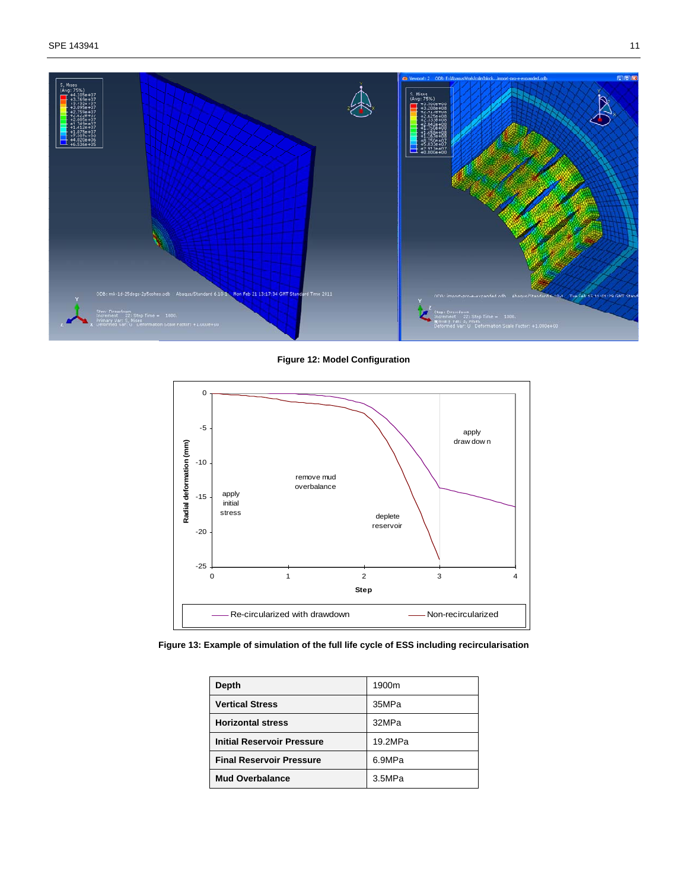**Figure 12: Model Configuration**

**Figure 13: Example of simulation of the full life cycle of ESS including recircularisation**

| **Depth** | 1900m |
|---|---|
| **Vertical Stress** | 35MPa |
| **Horizontal stress** | 32MPa |
| **Initial Reservoir Pressure** | 19.2MPa |
| **Final Reservoir Pressure** | 6.9MPa |
| **Mud Overbalance** | 3.5MPa |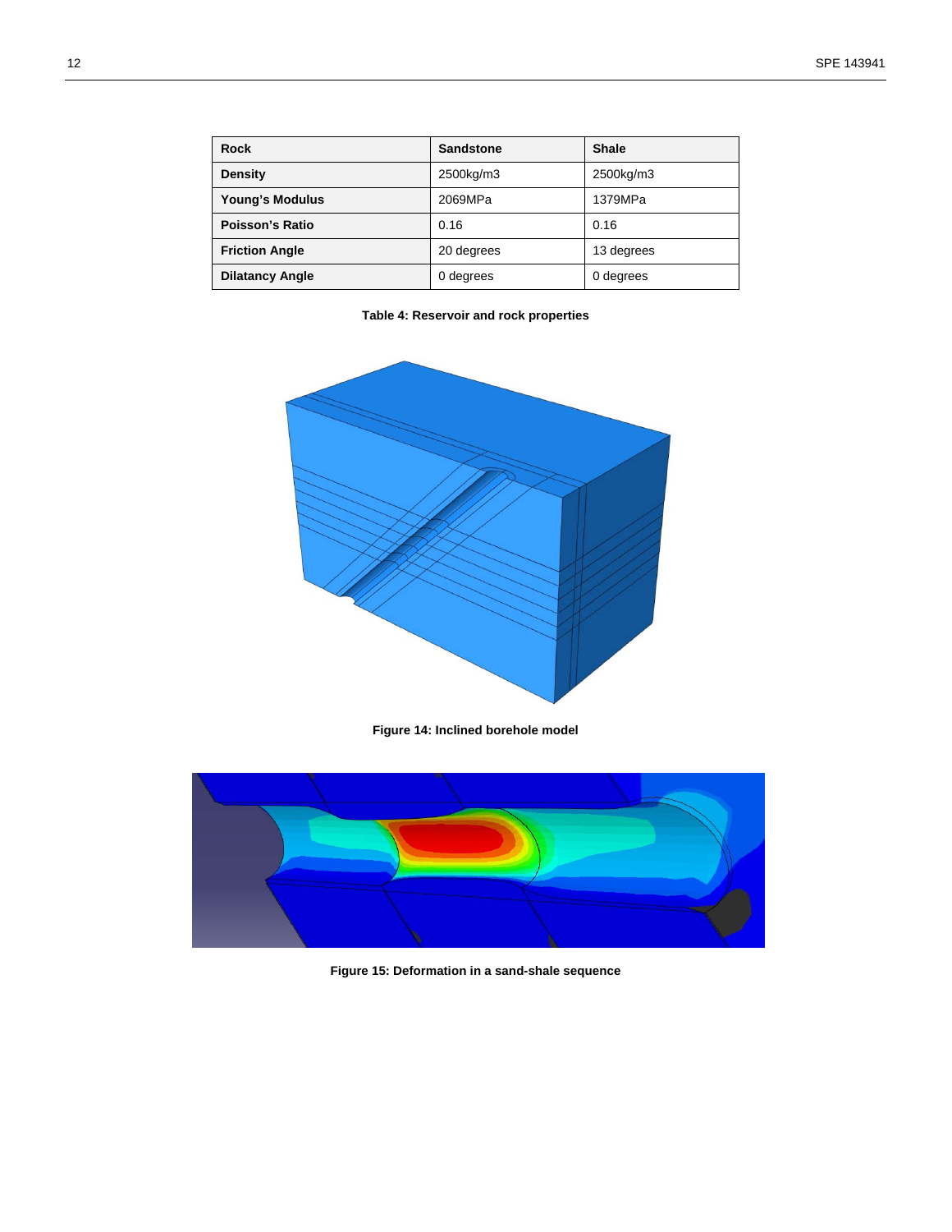| Rock | Sandstone | Shale |
| --- | --- | --- |
| **Density** | 2500kg/m3 | 2500kg/m3 |
| **Young's Modulus** | 2069MPa | 1379MPa |
| **Poisson's Ratio** | 0.16 | 0.16 |
| **Friction Angle** | 20 degrees | 13 degrees |
| **Dilatancy Angle** | 0 degrees | 0 degrees |

**Table 4: Reservoir and rock properties**

**Figure 14: Inclined borehole model**

**Figure 15: Deformation in a sand-shale sequence**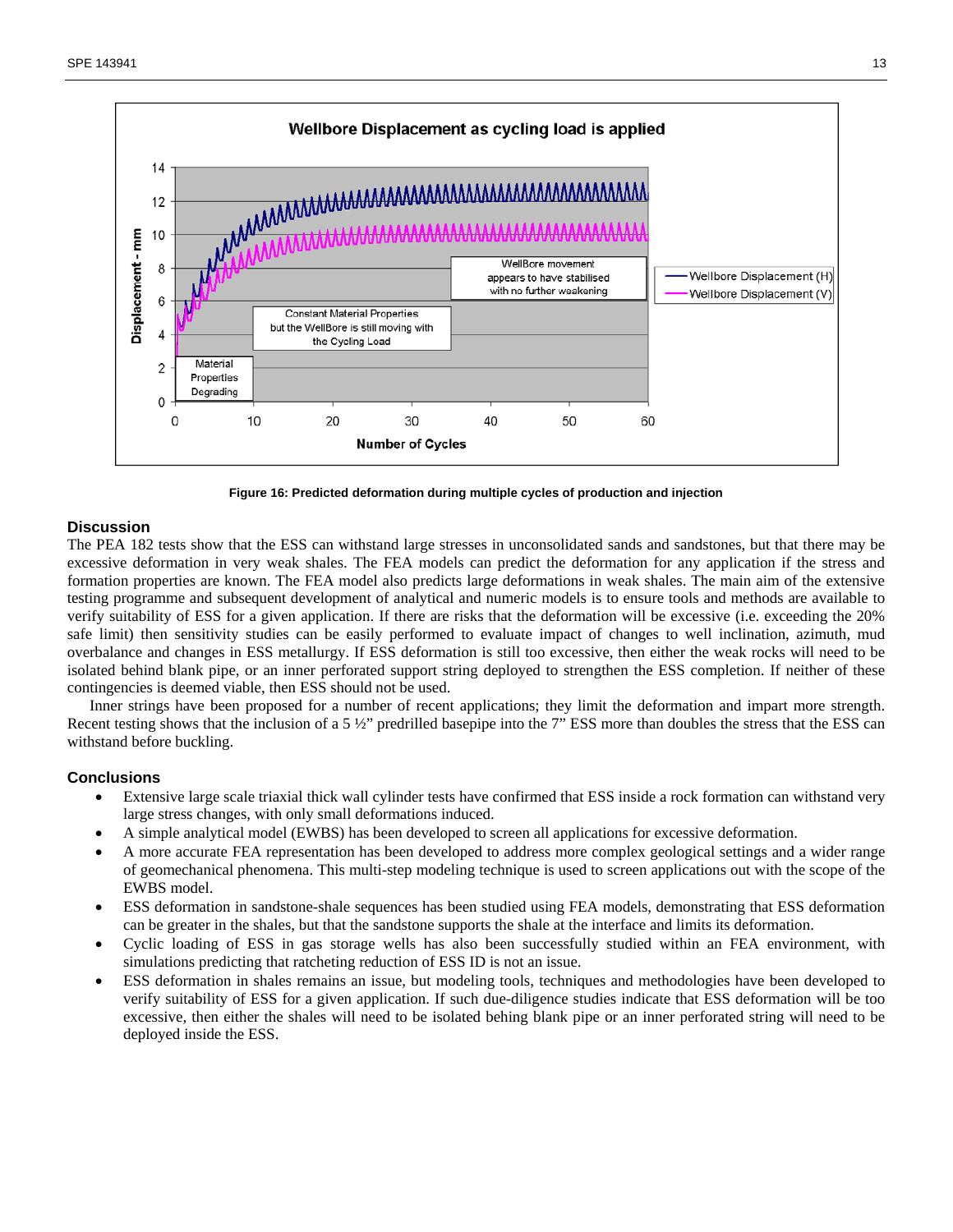**Figure 16: Predicted deformation during multiple cycles of production and injection**

## Discussion

The PEA 182 tests show that the ESS can withstand large stresses in unconsolidated sands and sandstones, but that there may be excessive deformation in very weak shales. The FEA models can predict the deformation for any application if the stress and formation properties are known. The FEA model also predicts large deformations in weak shales. The main aim of the extensive testing programme and subsequent development of analytical and numeric models is to ensure tools and methods are available to verify suitability of ESS for a given application. If there are risks that the deformation will be excessive (i.e. exceeding the 20% safe limit) then sensitivity studies can be easily performed to evaluate impact of changes to well inclination, azimuth, mud overbalance and changes in ESS metallurgy. If ESS deformation is still too excessive, then either the weak rocks will need to be isolated behind blank pipe, or an inner perforated support string deployed to strengthen the ESS completion. If neither of these contingencies is deemed viable, then ESS should not be used.

Inner strings have been proposed for a number of recent applications; they limit the deformation and impart more strength. Recent testing shows that the inclusion of a 5 ½" predrilled basepipe into the 7" ESS more than doubles the stress that the ESS can withstand before buckling.

## Conclusions

- Extensive large scale triaxial thick wall cylinder tests have confirmed that ESS inside a rock formation can withstand very large stress changes, with only small deformations induced.
- A simple analytical model (EWBS) has been developed to screen all applications for excessive deformation.
- A more accurate FEA representation has been developed to address more complex geological settings and a wider range of geomechanical phenomena. This multi-step modeling technique is used to screen applications out with the scope of the EWBS model.
- ESS deformation in sandstone-shale sequences has been studied using FEA models, demonstrating that ESS deformation can be greater in the shales, but that the sandstone supports the shale at the interface and limits its deformation.
- Cyclic loading of ESS in gas storage wells has also been successfully studied within an FEA environment, with simulations predicting that ratcheting reduction of ESS ID is not an issue.
- ESS deformation in shales remains an issue, but modeling tools, techniques and methodologies have been developed to verify suitability of ESS for a given application. If such due-diligence studies indicate that ESS deformation will be too excessive, then either the shales will need to be isolated behing blank pipe or an inner perforated string will need to be deployed inside the ESS.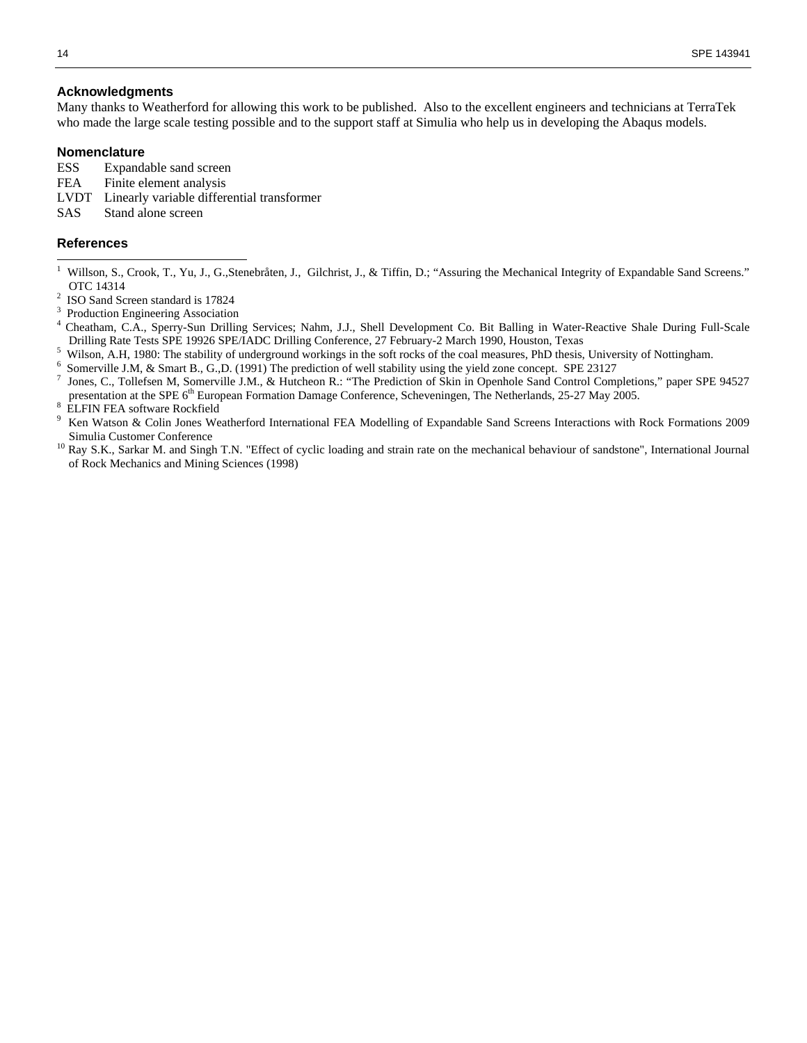## Acknowledgments

Many thanks to Weatherford for allowing this work to be published. Also to the excellent engineers and technicians at TerraTek who made the large scale testing possible and to the support staff at Simulia who help us in developing the Abaqus models.

## Nomenclature

ESS Expandable sand screen
FEA Finite element analysis
LVDT Linearly variable differential transformer
SAS Stand alone screen

## References

[1] Willson, S., Crook, T., Yu, J., G.,Stenebråten, J., Gilchrist, J., & Tiffin, D.; "Assuring the Mechanical Integrity of Expandable Sand Screens." OTC 14314

[2] ISO Sand Screen standard is 17824

[3] Production Engineering Association

[4] Cheatham, C.A., Sperry-Sun Drilling Services; Nahm, J.J., Shell Development Co. Bit Balling in Water-Reactive Shale During Full-Scale Drilling Rate Tests SPE 19926 SPE/IADC Drilling Conference, 27 February-2 March 1990, Houston, Texas

[5] Wilson, A.H, 1980: The stability of underground workings in the soft rocks of the coal measures, PhD thesis, University of Nottingham.

[6] Somerville J.M, & Smart B., G.,D. (1991) The prediction of well stability using the yield zone concept. SPE 23127

[7] Jones, C., Tollefsen M, Somerville J.M., & Hutcheon R.: "The Prediction of Skin in Openhole Sand Control Completions," paper SPE 94527 presentation at the SPE 6th European Formation Damage Conference, Scheveningen, The Netherlands, 25-27 May 2005.

[8] ELFIN FEA software Rockfield

[9] Ken Watson & Colin Jones Weatherford International FEA Modelling of Expandable Sand Screens Interactions with Rock Formations 2009 Simulia Customer Conference

[10] Ray S.K., Sarkar M. and Singh T.N. "Effect of cyclic loading and strain rate on the mechanical behaviour of sandstone", International Journal of Rock Mechanics and Mining Sciences (1998)